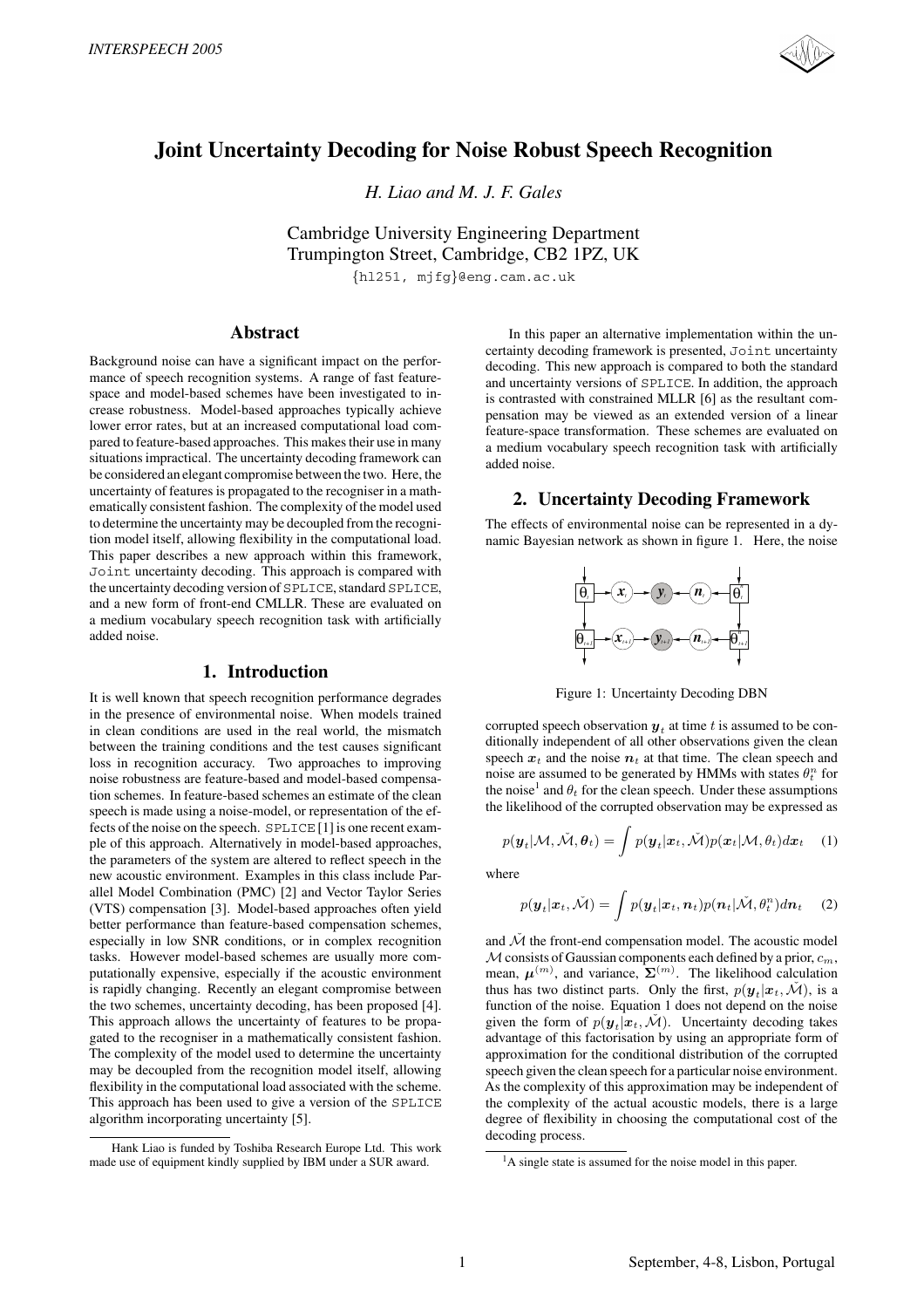# Joint Uncertainty Decoding for Noise Robust Speech Recognition

*H. Liao and M. J. F. Gales*

Cambridge University Engineering Department
Trumpington Street, Cambridge, CB2 1PZ, UK
{hl251, mjfg}@eng.cam.ac.uk

## Abstract

Background noise can have a significant impact on the performance of speech recognition systems. A range of fast feature-space and model-based schemes have been investigated to increase robustness. Model-based approaches typically achieve lower error rates, but at an increased computational load compared to feature-based approaches. This makes their use in many situations impractical. The uncertainty decoding framework can be considered an elegant compromise between the two. Here, the uncertainty of features is propagated to the recogniser in a mathematically consistent fashion. The complexity of the model used to determine the uncertainty may be decoupled from the recognition model itself, allowing flexibility in the computational load. This paper describes a new approach within this framework, `Joint` uncertainty decoding. This approach is compared with the uncertainty decoding version of `SPLICE`, standard `SPLICE`, and a new form of front-end CMLLR. These are evaluated on a medium vocabulary speech recognition task with artificially added noise.

## 1. Introduction

It is well known that speech recognition performance degrades in the presence of environmental noise. When models trained in clean conditions are used in the real world, the mismatch between the training conditions and the test causes significant loss in recognition accuracy. Two approaches to improving noise robustness are feature-based and model-based compensation schemes. In feature-based schemes an estimate of the clean speech is made using a noise-model, or representation of the effects of the noise on the speech. `SPLICE` [1] is one recent example of this approach. Alternatively in model-based approaches, the parameters of the system are altered to reflect speech in the new acoustic environment. Examples in this class include Parallel Model Combination (PMC) [2] and Vector Taylor Series (VTS) compensation [3]. Model-based approaches often yield better performance than feature-based compensation schemes, especially in low SNR conditions, or in complex recognition tasks. However model-based schemes are usually more computationally expensive, especially if the acoustic environment is rapidly changing. Recently an elegant compromise between the two schemes, uncertainty decoding, has been proposed [4]. This approach allows the uncertainty of features to be propagated to the recogniser in a mathematically consistent fashion. The complexity of the model used to determine the uncertainty may be decoupled from the recognition model itself, allowing flexibility in the computational load associated with the scheme. This approach has been used to give a version of the `SPLICE` algorithm incorporating uncertainty [5].

Hank Liao is funded by Toshiba Research Europe Ltd. This work made use of equipment kindly supplied by IBM under a SUR award.

In this paper an alternative implementation within the uncertainty decoding framework is presented, `Joint` uncertainty decoding. This new approach is compared to both the standard and uncertainty versions of `SPLICE`. In addition, the approach is contrasted with constrained MLLR [6] as the resultant compensation may be viewed as an extended version of a linear feature-space transformation. These schemes are evaluated on a medium vocabulary speech recognition task with artificially added noise.

## 2. Uncertainty Decoding Framework

The effects of environmental noise can be represented in a dynamic Bayesian network as shown in figure 1. Here, the noise

Figure 1: Uncertainty Decoding DBN

corrupted speech observation $\boldsymbol{y}_t$ at time $t$ is assumed to be conditionally independent of all other observations given the clean speech $\boldsymbol{x}_t$ and the noise $\boldsymbol{n}_t$ at that time. The clean speech and noise are assumed to be generated by HMMs with states $\theta_t^n$ for the noise[1] and $\theta_t$ for the clean speech. Under these assumptions the likelihood of the corrupted observation may be expressed as

$$p(\boldsymbol{y}_t|\mathcal{M}, \check{\mathcal{M}}, \boldsymbol{\theta}_t) = \int p(\boldsymbol{y}_t|\boldsymbol{x}_t, \check{\mathcal{M}})p(\boldsymbol{x}_t|\mathcal{M}, \theta_t)d\boldsymbol{x}_t \quad (1)$$

where

$$p(\boldsymbol{y}_t|\boldsymbol{x}_t, \check{\mathcal{M}}) = \int p(\boldsymbol{y}_t|\boldsymbol{x}_t, \boldsymbol{n}_t)p(\boldsymbol{n}_t|\check{\mathcal{M}}, \theta_t^n)d\boldsymbol{n}_t \quad (2)$$

and $\check{\mathcal{M}}$ the front-end compensation model. The acoustic model $\mathcal{M}$ consists of Gaussian components each defined by a prior, $c_m$, mean, $\boldsymbol{\mu}^{(m)}$, and variance, $\boldsymbol{\Sigma}^{(m)}$. The likelihood calculation thus has two distinct parts. Only the first, $p(\boldsymbol{y}_t|\boldsymbol{x}_t, \check{\mathcal{M}})$, is a function of the noise. Equation 1 does not depend on the noise given the form of $p(\boldsymbol{y}_t|\boldsymbol{x}_t, \check{\mathcal{M}})$. Uncertainty decoding takes advantage of this factorisation by using an appropriate form of approximation for the conditional distribution of the corrupted speech given the clean speech for a particular noise environment. As the complexity of this approximation may be independent of the complexity of the actual acoustic models, there is a large degree of flexibility in choosing the computational cost of the decoding process.

[1] A single state is assumed for the noise model in this paper.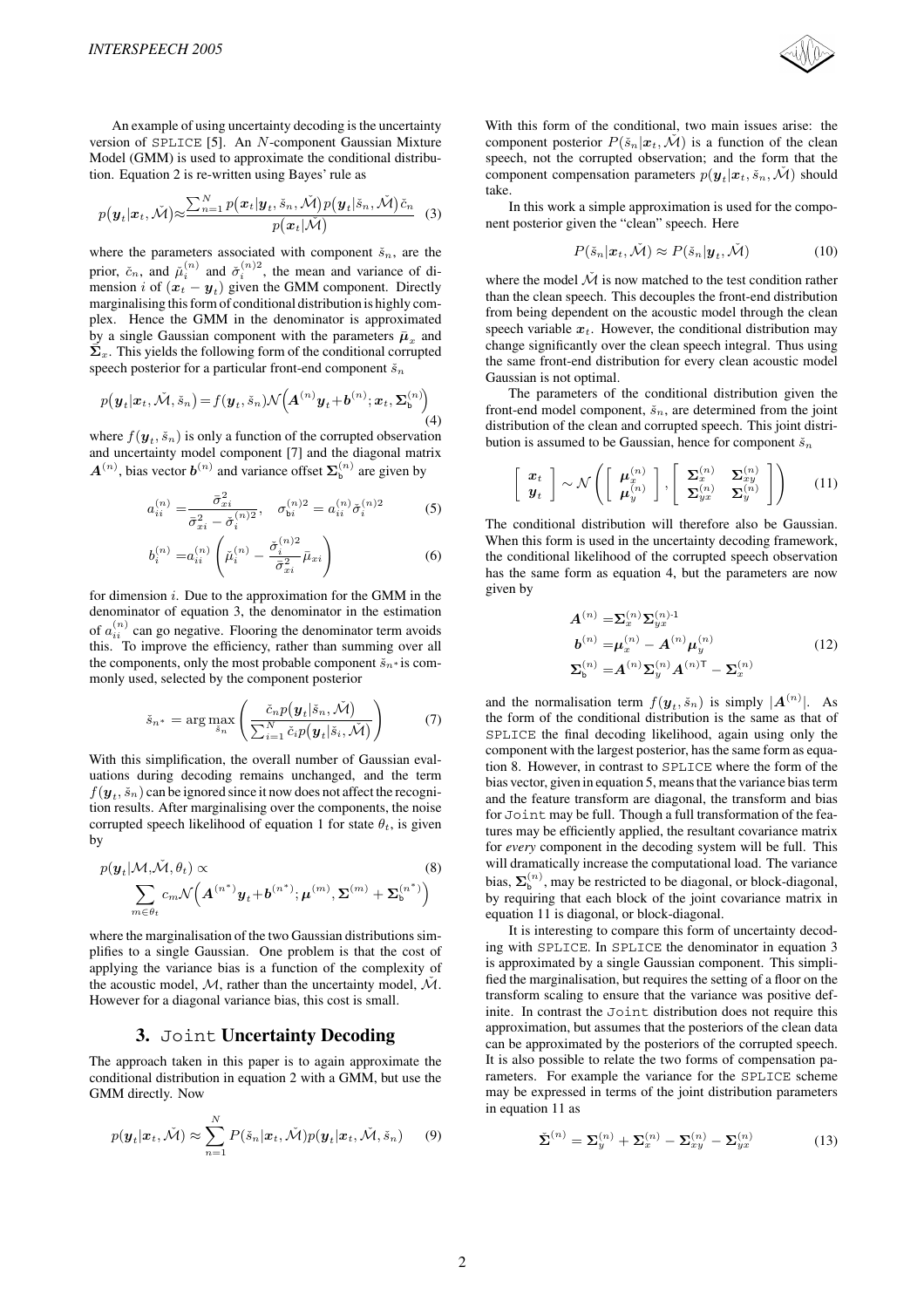An example of using uncertainty decoding is the uncertainty version of SPLICE [5]. An $N$-component Gaussian Mixture Model (GMM) is used to approximate the conditional distribution. Equation 2 is re-written using Bayes' rule as

$$p(\boldsymbol{y}_t|\boldsymbol{x}_t,\check{\mathcal{M}}) \approx \frac{\sum_{n=1}^{N} p(\boldsymbol{x}_t|\boldsymbol{y}_t,\check{s}_n,\check{\mathcal{M}})p(\boldsymbol{y}_t|\check{s}_n,\check{\mathcal{M}})\check{c}_n}{p(\boldsymbol{x}_t|\check{\mathcal{M}})} \quad (3)$$

where the parameters associated with component $\check{s}_n$, are the prior, $\check{c}_n$, and $\check{\mu}_i^{(n)}$ and $\check{\sigma}_i^{(n)2}$, the mean and variance of dimension $i$ of $(\boldsymbol{x}_t - \boldsymbol{y}_t)$ given the GMM component. Directly marginalising this form of conditional distribution is highly complex. Hence the GMM in the denominator is approximated by a single Gaussian component with the parameters $\bar{\boldsymbol{\mu}}_x$ and $\bar{\boldsymbol{\Sigma}}_x$. This yields the following form of the conditional corrupted speech posterior for a particular front-end component $\check{s}_n$

$$p(\boldsymbol{y}_t|\boldsymbol{x}_t,\check{\mathcal{M}},\check{s}_n) = f(\boldsymbol{y}_t,\check{s}_n)\mathcal{N}\left(\boldsymbol{A}^{(n)}\boldsymbol{y}_t+\boldsymbol{b}^{(n)};\boldsymbol{x}_t,\boldsymbol{\Sigma}_{\mathsf{b}}^{(n)}\right) \quad (4)$$

where $f(\boldsymbol{y}_t,\check{s}_n)$ is only a function of the corrupted observation and uncertainty model component [7] and the diagonal matrix $\boldsymbol{A}^{(n)}$, bias vector $\boldsymbol{b}^{(n)}$ and variance offset $\boldsymbol{\Sigma}_{\mathsf{b}}^{(n)}$ are given by

$$a_{ii}^{(n)} = \frac{\bar{\sigma}_{xi}^2}{\bar{\sigma}_{xi}^2 - \check{\sigma}_i^{(n)2}}, \quad \sigma_{\mathsf{b}i}^{(n)2} = a_{ii}^{(n)}\check{\sigma}_i^{(n)2} \quad (5)$$

$$b_i^{(n)} = a_{ii}^{(n)}\left(\check{\mu}_i^{(n)} - \frac{\check{\sigma}_i^{(n)2}}{\bar{\sigma}_{xi}^2}\bar{\mu}_{xi}\right) \quad (6)$$

for dimension $i$. Due to the approximation for the GMM in the denominator of equation 3, the denominator in the estimation of $a_{ii}^{(n)}$ can go negative. Flooring the denominator term avoids this. To improve the efficiency, rather than summing over all the components, only the most probable component $\check{s}_{n^*}$ is commonly used, selected by the component posterior

$$\check{s}_{n^*} = \arg\max_{\check{s}_n}\left(\frac{\check{c}_n p(\boldsymbol{y}_t|\check{s}_n,\check{\mathcal{M}})}{\sum_{i=1}^{N}\check{c}_i p(\boldsymbol{y}_t|\check{s}_i,\check{\mathcal{M}})}\right) \quad (7)$$

With this simplification, the overall number of Gaussian evaluations during decoding remains unchanged, and the term $f(\boldsymbol{y}_t,\check{s}_n)$ can be ignored since it now does not affect the recognition results. After marginalising over the components, the noise corrupted speech likelihood of equation 1 for state $\theta_t$, is given by

$$p(\boldsymbol{y}_t|\mathcal{M},\check{\mathcal{M}},\theta_t) \propto \sum_{m\in\theta_t} c_m \mathcal{N}\left(\boldsymbol{A}^{(n^*)}\boldsymbol{y}_t+\boldsymbol{b}^{(n^*)};\boldsymbol{\mu}^{(m)},\boldsymbol{\Sigma}^{(m)}+\boldsymbol{\Sigma}_{\mathsf{b}}^{(n^*)}\right) \quad (8)$$

where the marginalisation of the two Gaussian distributions simplifies to a single Gaussian. One problem is that the cost of applying the variance bias is a function of the complexity of the acoustic model, $\mathcal{M}$, rather than the uncertainty model, $\check{\mathcal{M}}$. However for a diagonal variance bias, this cost is small.

## 3. Joint Uncertainty Decoding

The approach taken in this paper is to again approximate the conditional distribution in equation 2 with a GMM, but use the GMM directly. Now

$$p(\boldsymbol{y}_t|\boldsymbol{x}_t,\check{\mathcal{M}}) \approx \sum_{n=1}^{N} P(\check{s}_n|\boldsymbol{x}_t,\check{\mathcal{M}})p(\boldsymbol{y}_t|\boldsymbol{x}_t,\check{\mathcal{M}},\check{s}_n) \quad (9)$$

With this form of the conditional, two main issues arise: the component posterior $P(\check{s}_n|\boldsymbol{x}_t,\check{\mathcal{M}})$ is a function of the clean speech, not the corrupted observation; and the form that the component compensation parameters $p(\boldsymbol{y}_t|\boldsymbol{x}_t,\check{s}_n,\check{\mathcal{M}})$ should take.

In this work a simple approximation is used for the component posterior given the "clean" speech. Here

$$P(\check{s}_n|\boldsymbol{x}_t,\check{\mathcal{M}}) \approx P(\check{s}_n|\boldsymbol{y}_t,\check{\mathcal{M}}) \quad (10)$$

where the model $\check{\mathcal{M}}$ is now matched to the test condition rather than the clean speech. This decouples the front-end distribution from being dependent on the acoustic model through the clean speech variable $\boldsymbol{x}_t$. However, the conditional distribution may change significantly over the clean speech integral. Thus using the same front-end distribution for every clean acoustic model Gaussian is not optimal.

The parameters of the conditional distribution given the front-end model component, $\check{s}_n$, are determined from the joint distribution of the clean and corrupted speech. This joint distribution is assumed to be Gaussian, hence for component $\check{s}_n$

$$\begin{bmatrix} \boldsymbol{x}_t \\ \boldsymbol{y}_t \end{bmatrix} \sim \mathcal{N}\left(\begin{bmatrix} \boldsymbol{\mu}_x^{(n)} \\ \boldsymbol{\mu}_y^{(n)} \end{bmatrix}, \begin{bmatrix} \boldsymbol{\Sigma}_x^{(n)} & \boldsymbol{\Sigma}_{xy}^{(n)} \\ \boldsymbol{\Sigma}_{yx}^{(n)} & \boldsymbol{\Sigma}_y^{(n)} \end{bmatrix}\right) \quad (11)$$

The conditional distribution will therefore also be Gaussian. When this form is used in the uncertainty decoding framework, the conditional likelihood of the corrupted speech observation has the same form as equation 4, but the parameters are now given by

$$\begin{aligned} \boldsymbol{A}^{(n)} &= \boldsymbol{\Sigma}_x^{(n)}\boldsymbol{\Sigma}_{yx}^{(n)\text{-}1} \\ \boldsymbol{b}^{(n)} &= \boldsymbol{\mu}_x^{(n)} - \boldsymbol{A}^{(n)}\boldsymbol{\mu}_y^{(n)} \\ \boldsymbol{\Sigma}_{\mathsf{b}}^{(n)} &= \boldsymbol{A}^{(n)}\boldsymbol{\Sigma}_y^{(n)}\boldsymbol{A}^{(n)\mathsf{T}} - \boldsymbol{\Sigma}_x^{(n)} \end{aligned} \quad (12)$$

and the normalisation term $f(\boldsymbol{y}_t,\check{s}_n)$ is simply $|\boldsymbol{A}^{(n)}|$. As the form of the conditional distribution is the same as that of SPLICE the final decoding likelihood, again using only the component with the largest posterior, has the same form as equation 8. However, in contrast to SPLICE where the form of the bias vector, given in equation 5, means that the variance bias term and the feature transform are diagonal, the transform and bias for Joint may be full. Though a full transformation of the features may be efficiently applied, the resultant covariance matrix for *every* component in the decoding system will be full. This will dramatically increase the computational load. The variance bias, $\boldsymbol{\Sigma}_{\mathsf{b}}^{(n)}$, may be restricted to be diagonal, or block-diagonal, by requiring that each block of the joint covariance matrix in equation 11 is diagonal, or block-diagonal.

It is interesting to compare this form of uncertainty decoding with SPLICE. In SPLICE the denominator in equation 3 is approximated by a single Gaussian component. This simplified the marginalisation, but requires the setting of a floor on the transform scaling to ensure that the variance was positive definite. In contrast the Joint distribution does not require this approximation, but assumes that the posteriors of the clean data can be approximated by the posteriors of the corrupted speech. It is also possible to relate the two forms of compensation parameters. For example the variance for the SPLICE scheme may be expressed in terms of the joint distribution parameters in equation 11 as

$$\check{\boldsymbol{\Sigma}}^{(n)} = \boldsymbol{\Sigma}_y^{(n)} + \boldsymbol{\Sigma}_x^{(n)} - \boldsymbol{\Sigma}_{xy}^{(n)} - \boldsymbol{\Sigma}_{yx}^{(n)} \quad (13)$$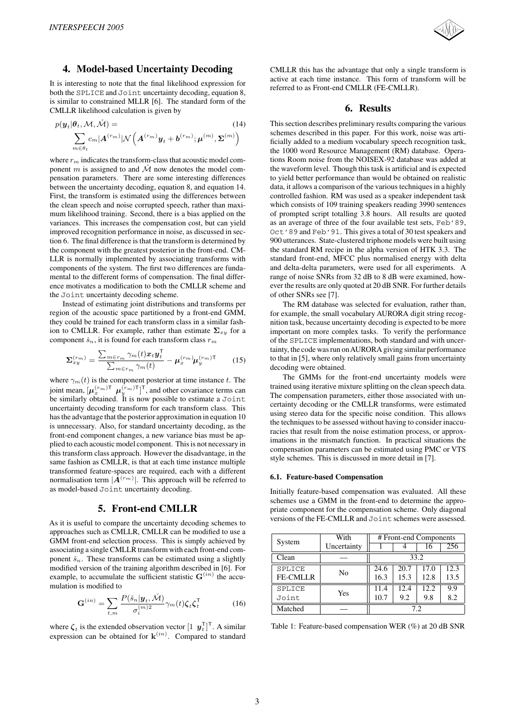## 4. Model-based Uncertainty Decoding

It is interesting to note that the final likelihood expression for both the SPLICE and Joint uncertainty decoding, equation 8, is similar to constrained MLLR [6]. The standard form of the CMLLR likelihood calculation is given by

$$p(\boldsymbol{y}_t|\boldsymbol{\theta}_t, \mathcal{M}, \check{\mathcal{M}}) = \sum_{m \in \theta_t} c_m |\boldsymbol{A}^{(r_m)}| \mathcal{N}\left(\boldsymbol{A}^{(r_m)}\boldsymbol{y}_t + \boldsymbol{b}^{(r_m)}; \boldsymbol{\mu}^{(m)}, \boldsymbol{\Sigma}^{(m)}\right) \tag{14}$$

where $r_m$ indicates the transform-class that acoustic model component $m$ is assigned to and $\check{\mathcal{M}}$ now denotes the model compensation parameters. There are some interesting differences between the uncertainty decoding, equation 8, and equation 14. First, the transform is estimated using the differences between the clean speech and noise corrupted speech, rather than maximum likelihood training. Second, there is a bias applied on the variances. This increases the compensation cost, but can yield improved recognition performance in noise, as discussed in section 6. The final difference is that the transform is determined by the component with the greatest posterior in the front-end. CMLLR is normally implemented by associating transforms with components of the system. The first two differences are fundamental to the different forms of compensation. The final difference motivates a modification to both the CMLLR scheme and the Joint uncertainty decoding scheme.

Instead of estimating joint distributions and transforms per region of the acoustic space partitioned by a front-end GMM, they could be trained for each transform class in a similar fashion to CMLLR. For example, rather than estimate $\boldsymbol{\Sigma}_{xy}$ for a component $\check{s}_n$, it is found for each transform class $r_m$

$$\boldsymbol{\Sigma}_{xy}^{(r_m)} = \frac{\sum_{m \in r_m} \gamma_m(t) \boldsymbol{x}_t \boldsymbol{y}_t^{\mathsf{T}}}{\sum_{m \in r_m} \gamma_m(t)} - \boldsymbol{\mu}_x^{(r_m)} \boldsymbol{\mu}_y^{(r_m)\mathsf{T}} \tag{15}$$

where $\gamma_m(t)$ is the component posterior at time instance $t$. The joint mean, $[\boldsymbol{\mu}_x^{(r_m)\mathsf{T}} \ \boldsymbol{\mu}_y^{(r_m)\mathsf{T}}]^{\mathsf{T}}$, and other covariance terms can be similarly obtained. It is now possible to estimate a Joint uncertainty decoding transform for each transform class. This has the advantage that the posterior approximation in equation 10 is unnecessary. Also, for standard uncertainty decoding, as the front-end component changes, a new variance bias must be applied to each acoustic model component. This is not necessary in this transform class approach. However the disadvantage, in the same fashion as CMLLR, is that at each time instance multiple transformed feature-spaces are required, each with a different normalisation term $|\boldsymbol{A}^{(r_m)}|$. This approach will be referred to as model-based Joint uncertainty decoding.

## 5. Front-end CMLLR

As it is useful to compare the uncertainty decoding schemes to approaches such as CMLLR, CMLLR can be modified to use a GMM front-end selection process. This is simply achieved by associating a single CMLLR transform with each front-end component $\check{s}_n$. These transforms can be estimated using a slightly modified version of the training algorithm described in [6]. For example, to accumulate the sufficient statistic $\mathbf{G}^{(in)}$ the accumulation is modified to

$$\mathbf{G}^{(in)} = \sum_{t,m} \frac{P(\check{s}_n|\boldsymbol{y}_t, \check{\mathcal{M}})}{\sigma_i^{(m)2}} \gamma_m(t) \boldsymbol{\zeta}_t \boldsymbol{\zeta}_t^{\mathsf{T}} \tag{16}$$

where $\boldsymbol{\zeta}_t$ is the extended observation vector $[1 \ \boldsymbol{y}_t^{\mathsf{T}}]^{\mathsf{T}}$. A similar expression can be obtained for $\mathbf{k}^{(in)}$. Compared to standard CMLLR this has the advantage that only a single transform is active at each time instance. This form of transform will be referred to as Front-end CMLLR (FE-CMLLR).

## 6. Results

This section describes preliminary results comparing the various schemes described in this paper. For this work, noise was artificially added to a medium vocabulary speech recognition task, the 1000 word Resource Management (RM) database. Operations Room noise from the NOISEX-92 database was added at the waveform level. Though this task is artificial and is expected to yield better performance than would be obtained on realistic data, it allows a comparison of the various techniques in a highly controlled fashion. RM was used as a speaker independent task which consists of 109 training speakers reading 3990 sentences of prompted script totalling 3.8 hours. All results are quoted as an average of three of the four available test sets, Feb'89, Oct'89 and Feb'91. This gives a total of 30 test speakers and 900 utterances. State-clustered triphone models were built using the standard RM recipe in the alpha version of HTK 3.3. The standard front-end, MFCC plus normalised energy with delta and delta-delta parameters, were used for all experiments. A range of noise SNRs from 32 dB to 8 dB were examined, however the results are only quoted at 20 dB SNR. For further details of other SNRs see [7].

The RM database was selected for evaluation, rather than, for example, the small vocabulary AURORA digit string recognition task, because uncertainty decoding is expected to be more important on more complex tasks. To verify the performance of the SPLICE implementations, both standard and with uncertainty, the code was run on AURORA giving similar performance to that in [5], where only relatively small gains from uncertainty decoding were obtained.

The GMMs for the front-end uncertainty models were trained using iterative mixture splitting on the clean speech data. The compensation parameters, either those associated with uncertainty decoding or the CMLLR transforms, were estimated using stereo data for the specific noise condition. This allows the techniques to be assessed without having to consider inaccuracies that result from the noise estimation process, or approximations in the mismatch function. In practical situations the compensation parameters can be estimated using PMC or VTS style schemes. This is discussed in more detail in [7].

### 6.1. Feature-based Compensation

Initially feature-based compensation was evaluated. All these schemes use a GMM in the front-end to determine the appropriate component for the compensation scheme. Only diagonal versions of the FE-CMLLR and Joint schemes were assessed.

| System | With Uncertainty | # Front-end Components | | | |
|---|---|---|---|---|---|
| | | 1 | 4 | 16 | 256 |
| Clean | — | 33.2 | | | |
| SPLICE | No | 24.6 | 20.7 | 17.0 | 12.3 |
| FE-CMLLR | No | 16.3 | 15.3 | 12.8 | 13.5 |
| SPLICE | Yes | 11.4 | 12.4 | 12.2 | 9.9 |
| Joint | Yes | 10.7 | 9.2 | 9.8 | 8.2 |
| Matched | — | 7.2 | | | |

Table 1: Feature-based compensation WER (%) at 20 dB SNR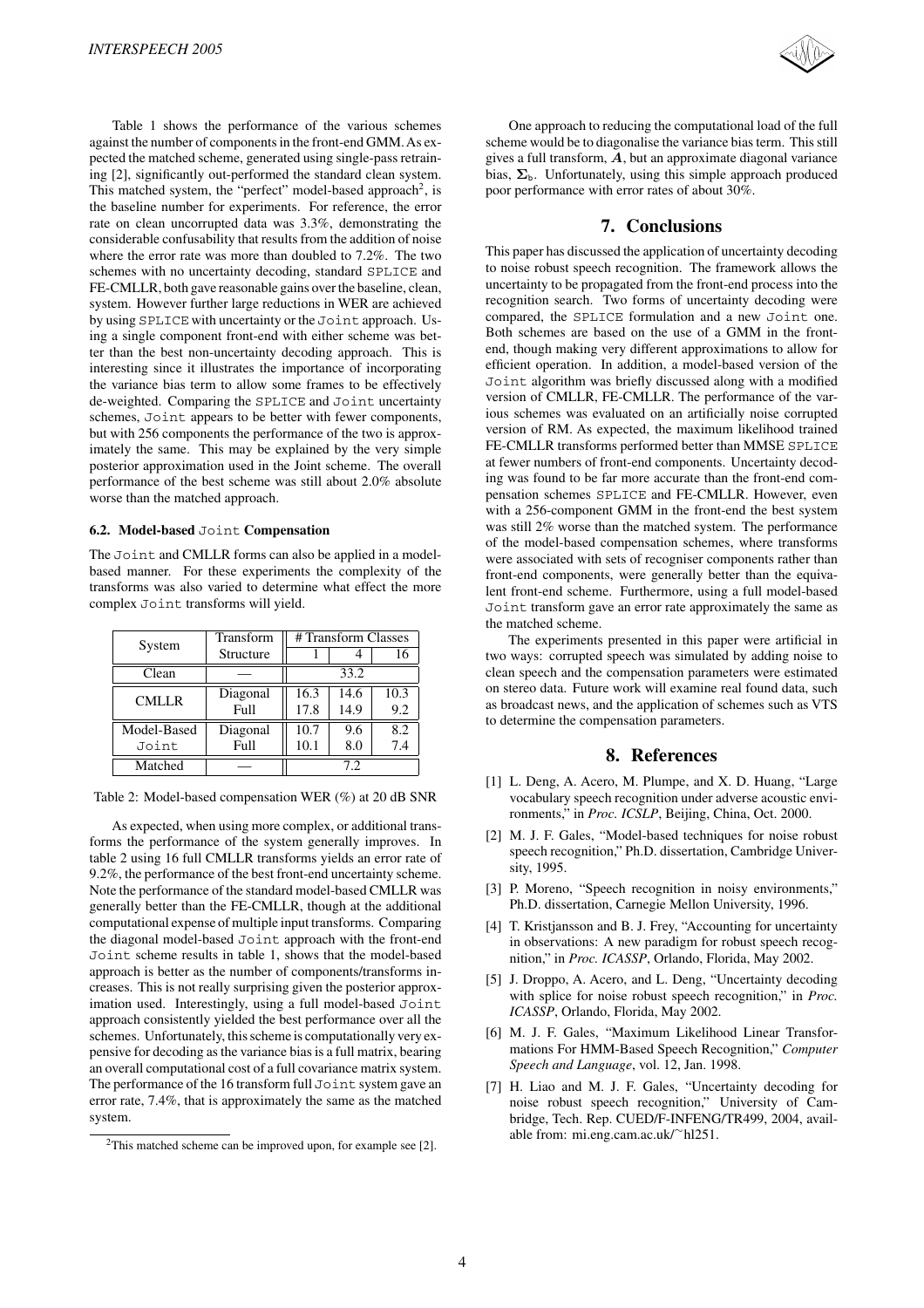Table 1 shows the performance of the various schemes against the number of components in the front-end GMM. As expected the matched scheme, generated using single-pass retraining [2], significantly out-performed the standard clean system. This matched system, the "perfect" model-based approach[2], is the baseline number for experiments. For reference, the error rate on clean uncorrupted data was 3.3%, demonstrating the considerable confusability that results from the addition of noise where the error rate was more than doubled to 7.2%. The two schemes with no uncertainty decoding, standard SPLICE and FE-CMLLR, both gave reasonable gains over the baseline, clean, system. However further large reductions in WER are achieved by using SPLICE with uncertainty or the Joint approach. Using a single component front-end with either scheme was better than the best non-uncertainty decoding approach. This is interesting since it illustrates the importance of incorporating the variance bias term to allow some frames to be effectively de-weighted. Comparing the SPLICE and Joint uncertainty schemes, Joint appears to be better with fewer components, but with 256 components the performance of the two is approximately the same. This may be explained by the very simple posterior approximation used in the Joint scheme. The overall performance of the best scheme was still about 2.0% absolute worse than the matched approach.

### 6.2. Model-based Joint Compensation

The Joint and CMLLR forms can also be applied in a model-based manner. For these experiments the complexity of the transforms was also varied to determine what effect the more complex Joint transforms will yield.

| System | Transform Structure | # Transform Classes | | |
|---|---|---|---|---|
| | | 1 | 4 | 16 |
| Clean | — | 33.2 | | |
| CMLLR | Diagonal | 16.3 | 14.6 | 10.3 |
| | Full | 17.8 | 14.9 | 9.2 |
| Model-Based Joint | Diagonal | 10.7 | 9.6 | 8.2 |
| | Full | 10.1 | 8.0 | 7.4 |
| Matched | — | 7.2 | | |

Table 2: Model-based compensation WER (%) at 20 dB SNR

As expected, when using more complex, or additional transforms the performance of the system generally improves. In table 2 using 16 full CMLLR transforms yields an error rate of 9.2%, the performance of the best front-end uncertainty scheme. Note the performance of the standard model-based CMLLR was generally better than the FE-CMLLR, though at the additional computational expense of multiple input transforms. Comparing the diagonal model-based Joint approach with the front-end Joint scheme results in table 1, shows that the model-based approach is better as the number of components/transforms increases. This is not really surprising given the posterior approximation used. Interestingly, using a full model-based Joint approach consistently yielded the best performance over all the schemes. Unfortunately, this scheme is computationally very expensive for decoding as the variance bias is a full matrix, bearing an overall computational cost of a full covariance matrix system. The performance of the 16 transform full Joint system gave an error rate, 7.4%, that is approximately the same as the matched system.

[2]This matched scheme can be improved upon, for example see [2].

One approach to reducing the computational load of the full scheme would be to diagonalise the variance bias term. This still gives a full transform, $\boldsymbol{A}$, but an approximate diagonal variance bias, $\boldsymbol{\Sigma}_{\text{b}}$. Unfortunately, using this simple approach produced poor performance with error rates of about 30%.

## 7. Conclusions

This paper has discussed the application of uncertainty decoding to noise robust speech recognition. The framework allows the uncertainty to be propagated from the front-end process into the recognition search. Two forms of uncertainty decoding were compared, the SPLICE formulation and a new Joint one. Both schemes are based on the use of a GMM in the front-end, though making very different approximations to allow for efficient operation. In addition, a model-based version of the Joint algorithm was briefly discussed along with a modified version of CMLLR, FE-CMLLR. The performance of the various schemes was evaluated on an artificially noise corrupted version of RM. As expected, the maximum likelihood trained FE-CMLLR transforms performed better than MMSE SPLICE at fewer numbers of front-end components. Uncertainty decoding was found to be far more accurate than the front-end compensation schemes SPLICE and FE-CMLLR. However, even with a 256-component GMM in the front-end the best system was still 2% worse than the matched system. The performance of the model-based compensation schemes, where transforms were associated with sets of recogniser components rather than front-end components, were generally better than the equivalent front-end scheme. Furthermore, using a full model-based Joint transform gave an error rate approximately the same as the matched scheme.

The experiments presented in this paper were artificial in two ways: corrupted speech was simulated by adding noise to clean speech and the compensation parameters were estimated on stereo data. Future work will examine real found data, such as broadcast news, and the application of schemes such as VTS to determine the compensation parameters.

## 8. References

[1] L. Deng, A. Acero, M. Plumpe, and X. D. Huang, "Large vocabulary speech recognition under adverse acoustic environments," in *Proc. ICSLP*, Beijing, China, Oct. 2000.

[2] M. J. F. Gales, "Model-based techniques for noise robust speech recognition," Ph.D. dissertation, Cambridge University, 1995.

[3] P. Moreno, "Speech recognition in noisy environments," Ph.D. dissertation, Carnegie Mellon University, 1996.

[4] T. Kristjansson and B. J. Frey, "Accounting for uncertainty in observations: A new paradigm for robust speech recognition," in *Proc. ICASSP*, Orlando, Florida, May 2002.

[5] J. Droppo, A. Acero, and L. Deng, "Uncertainty decoding with splice for noise robust speech recognition," in *Proc. ICASSP*, Orlando, Florida, May 2002.

[6] M. J. F. Gales, "Maximum Likelihood Linear Transformations For HMM-Based Speech Recognition," *Computer Speech and Language*, vol. 12, Jan. 1998.

[7] H. Liao and M. J. F. Gales, "Uncertainty decoding for noise robust speech recognition," University of Cambridge, Tech. Rep. CUED/F-INFENG/TR499, 2004, available from: mi.eng.cam.ac.uk/~hl251.